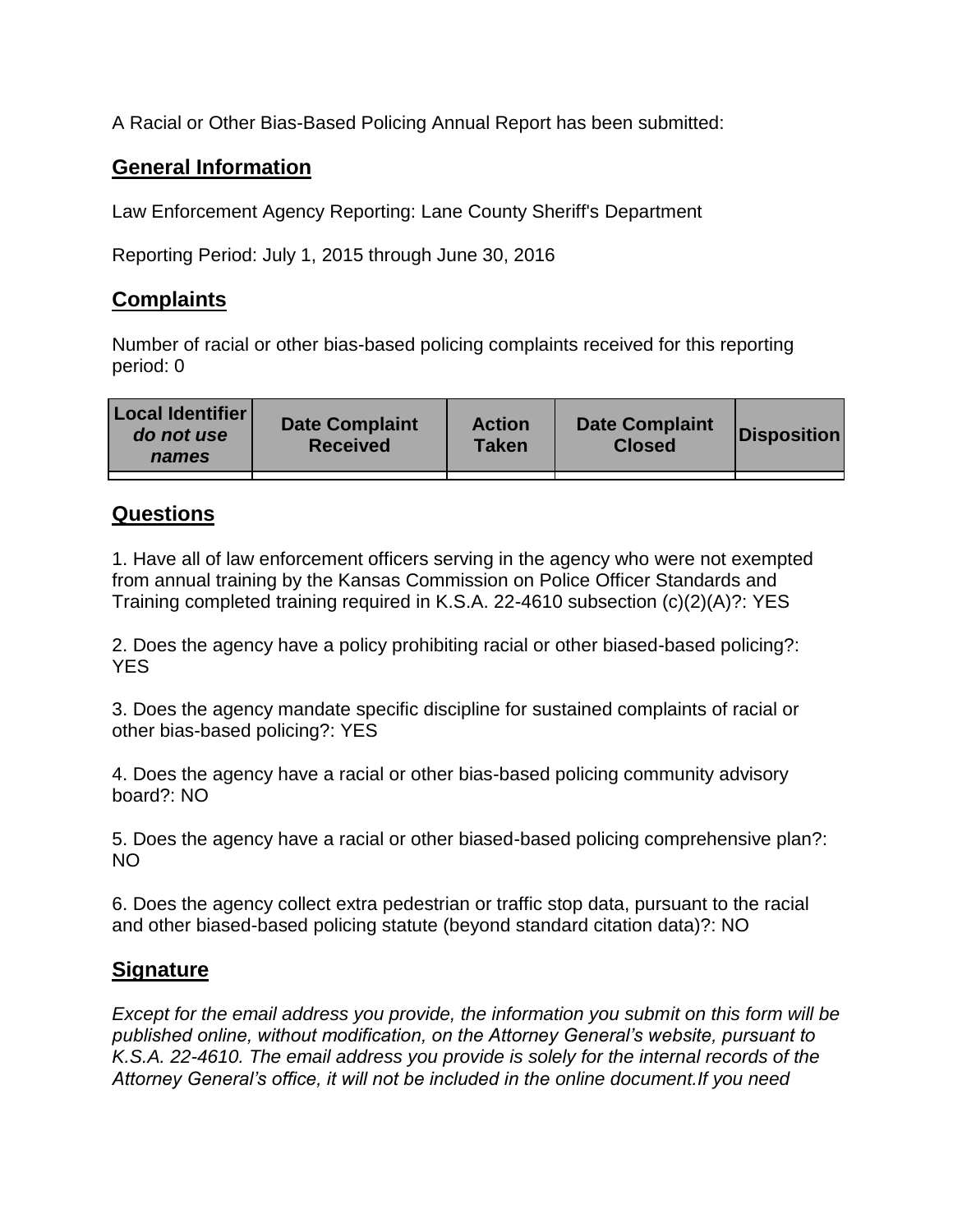A Racial or Other Bias-Based Policing Annual Report has been submitted:

## General Information

Law Enforcement Agency Reporting: Lane County Sheriff's Department

Reporting Period: July 1, 2015 through June 30, 2016

## Complaints

Number of racial or other bias-based policing complaints received for this reporting period: 0

| Local Identifier *do not use names* | Date Complaint Received | Action Taken | Date Complaint Closed | Disposition |
|---|---|---|---|---|
| | | | | |

## Questions

1. Have all of law enforcement officers serving in the agency who were not exempted from annual training by the Kansas Commission on Police Officer Standards and Training completed training required in K.S.A. 22-4610 subsection (c)(2)(A)?: YES

2. Does the agency have a policy prohibiting racial or other biased-based policing?: YES

3. Does the agency mandate specific discipline for sustained complaints of racial or other bias-based policing?: YES

4. Does the agency have a racial or other bias-based policing community advisory board?: NO

5. Does the agency have a racial or other biased-based policing comprehensive plan?: NO

6. Does the agency collect extra pedestrian or traffic stop data, pursuant to the racial and other biased-based policing statute (beyond standard citation data)?: NO

## Signature

*Except for the email address you provide, the information you submit on this form will be published online, without modification, on the Attorney General's website, pursuant to K.S.A. 22-4610. The email address you provide is solely for the internal records of the Attorney General's office, it will not be included in the online document.If you need*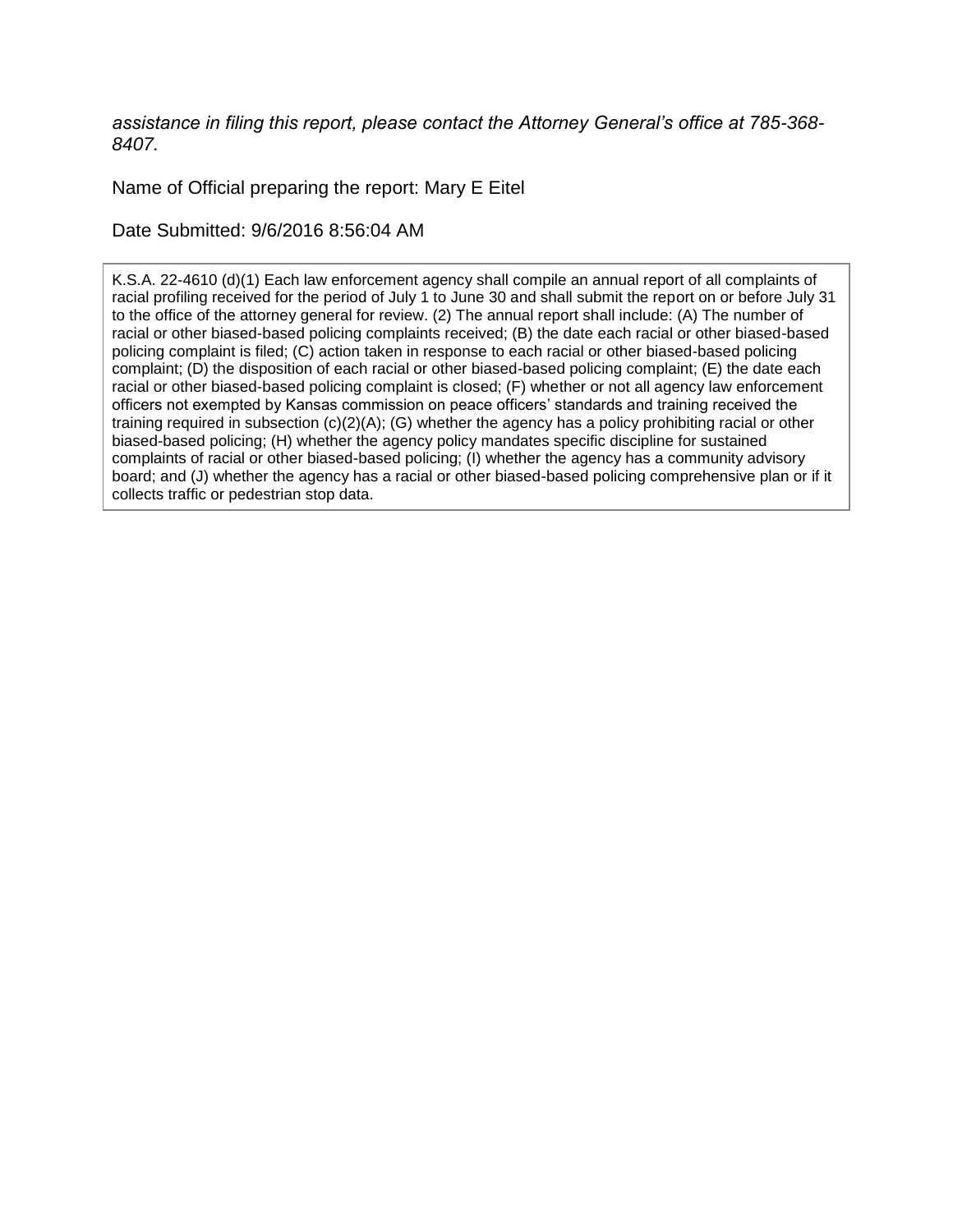*assistance in filing this report, please contact the Attorney General's office at 785-368-8407.*

Name of Official preparing the report: Mary E Eitel

Date Submitted: 9/6/2016 8:56:04 AM

K.S.A. 22-4610 (d)(1) Each law enforcement agency shall compile an annual report of all complaints of racial profiling received for the period of July 1 to June 30 and shall submit the report on or before July 31 to the office of the attorney general for review. (2) The annual report shall include: (A) The number of racial or other biased-based policing complaints received; (B) the date each racial or other biased-based policing complaint is filed; (C) action taken in response to each racial or other biased-based policing complaint; (D) the disposition of each racial or other biased-based policing complaint; (E) the date each racial or other biased-based policing complaint is closed; (F) whether or not all agency law enforcement officers not exempted by Kansas commission on peace officers' standards and training received the training required in subsection (c)(2)(A); (G) whether the agency has a policy prohibiting racial or other biased-based policing; (H) whether the agency policy mandates specific discipline for sustained complaints of racial or other biased-based policing; (I) whether the agency has a community advisory board; and (J) whether the agency has a racial or other biased-based policing comprehensive plan or if it collects traffic or pedestrian stop data.